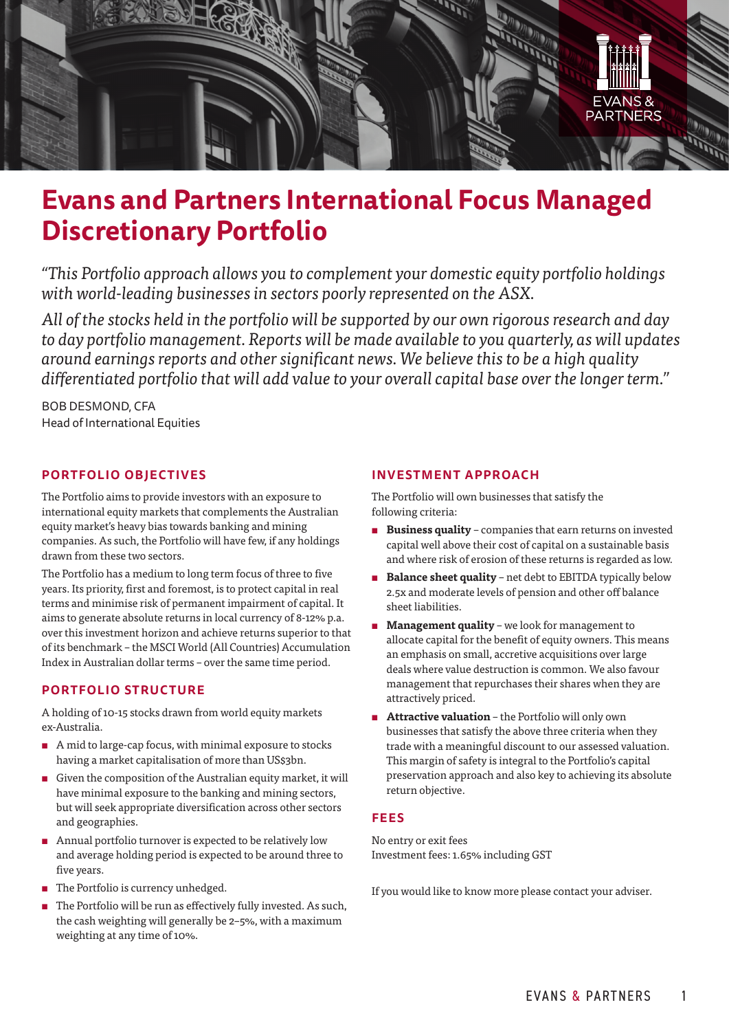# Evans and Partners International Focus Managed Discretionary Portfolio

*"This Portfolio approach allows you to complement your domestic equity portfolio holdings with world-leading businesses in sectors poorly represented on the ASX.*

*All of the stocks held in the portfolio will be supported by our own rigorous research and day to day portfolio management. Reports will be made available to you quarterly, as will updates around earnings reports and other significant news. We believe this to be a high quality differentiated portfolio that will add value to your overall capital base over the longer term."*

BOB DESMOND, CFA
Head of International Equities

## PORTFOLIO OBJECTIVES

The Portfolio aims to provide investors with an exposure to international equity markets that complements the Australian equity market's heavy bias towards banking and mining companies. As such, the Portfolio will have few, if any holdings drawn from these two sectors.

The Portfolio has a medium to long term focus of three to five years. Its priority, first and foremost, is to protect capital in real terms and minimise risk of permanent impairment of capital. It aims to generate absolute returns in local currency of 8-12% p.a. over this investment horizon and achieve returns superior to that of its benchmark – the MSCI World (All Countries) Accumulation Index in Australian dollar terms – over the same time period.

## PORTFOLIO STRUCTURE

A holding of 10-15 stocks drawn from world equity markets ex-Australia.

- A mid to large-cap focus, with minimal exposure to stocks having a market capitalisation of more than US$3bn.
- Given the composition of the Australian equity market, it will have minimal exposure to the banking and mining sectors, but will seek appropriate diversification across other sectors and geographies.
- Annual portfolio turnover is expected to be relatively low and average holding period is expected to be around three to five years.
- The Portfolio is currency unhedged.
- The Portfolio will be run as effectively fully invested. As such, the cash weighting will generally be 2–5%, with a maximum weighting at any time of 10%.

## INVESTMENT APPROACH

The Portfolio will own businesses that satisfy the following criteria:

- **Business quality** – companies that earn returns on invested capital well above their cost of capital on a sustainable basis and where risk of erosion of these returns is regarded as low.
- **Balance sheet quality** – net debt to EBITDA typically below 2.5x and moderate levels of pension and other off balance sheet liabilities.
- **Management quality** – we look for management to allocate capital for the benefit of equity owners. This means an emphasis on small, accretive acquisitions over large deals where value destruction is common. We also favour management that repurchases their shares when they are attractively priced.
- **Attractive valuation** – the Portfolio will only own businesses that satisfy the above three criteria when they trade with a meaningful discount to our assessed valuation. This margin of safety is integral to the Portfolio's capital preservation approach and also key to achieving its absolute return objective.

## FEES

No entry or exit fees
Investment fees: 1.65% including GST

If you would like to know more please contact your adviser.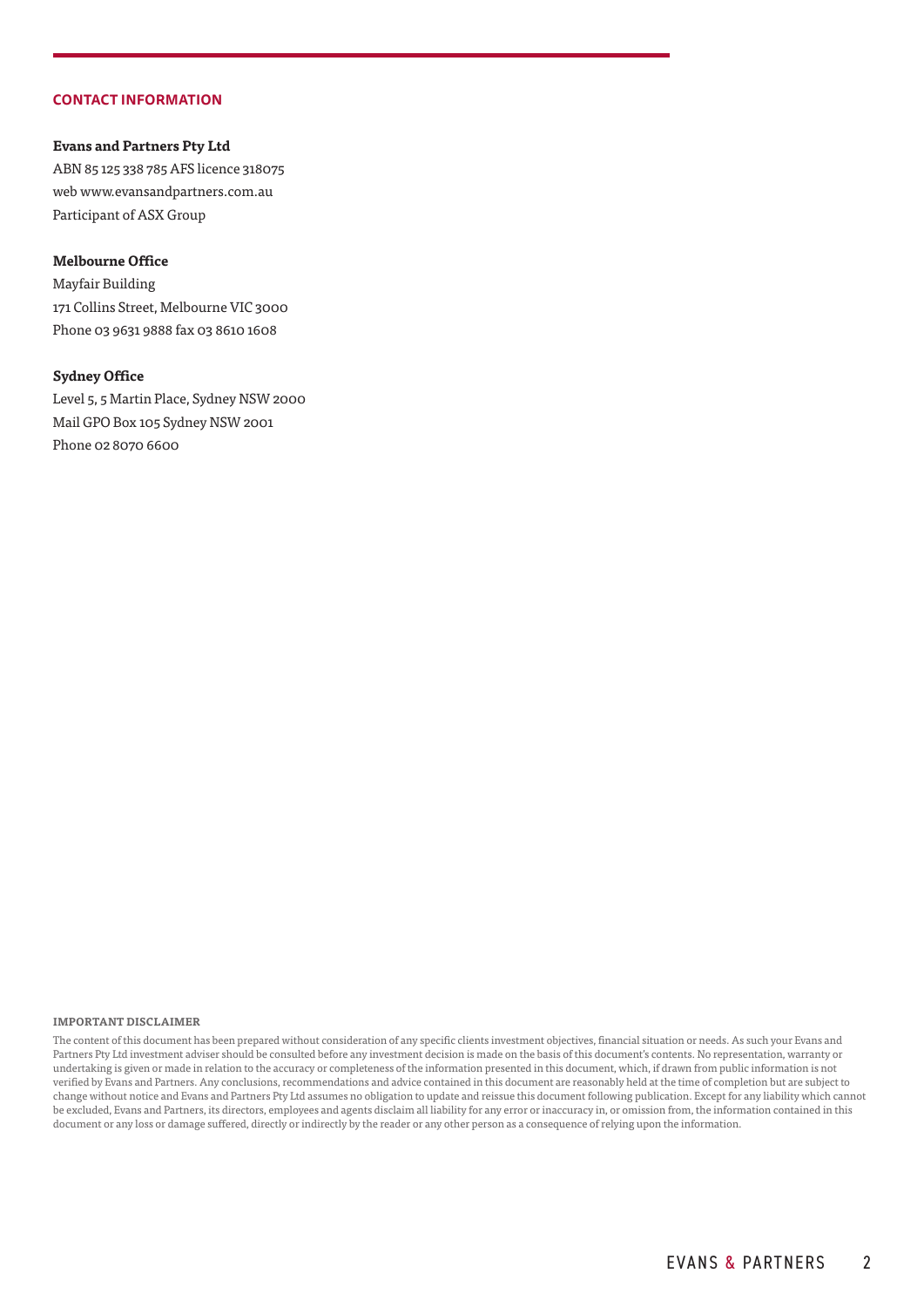## CONTACT INFORMATION

**Evans and Partners Pty Ltd**
ABN 85 125 338 785 AFS licence 318075
web www.evansandpartners.com.au
Participant of ASX Group

**Melbourne Office**
Mayfair Building
171 Collins Street, Melbourne VIC 3000
Phone 03 9631 9888 fax 03 8610 1608

**Sydney Office**
Level 5, 5 Martin Place, Sydney NSW 2000
Mail GPO Box 105 Sydney NSW 2001
Phone 02 8070 6600

**IMPORTANT DISCLAIMER**

The content of this document has been prepared without consideration of any specific clients investment objectives, financial situation or needs. As such your Evans and Partners Pty Ltd investment adviser should be consulted before any investment decision is made on the basis of this document's contents. No representation, warranty or undertaking is given or made in relation to the accuracy or completeness of the information presented in this document, which, if drawn from public information is not verified by Evans and Partners. Any conclusions, recommendations and advice contained in this document are reasonably held at the time of completion but are subject to change without notice and Evans and Partners Pty Ltd assumes no obligation to update and reissue this document following publication. Except for any liability which cannot be excluded, Evans and Partners, its directors, employees and agents disclaim all liability for any error or inaccuracy in, or omission from, the information contained in this document or any loss or damage suffered, directly or indirectly by the reader or any other person as a consequence of relying upon the information.